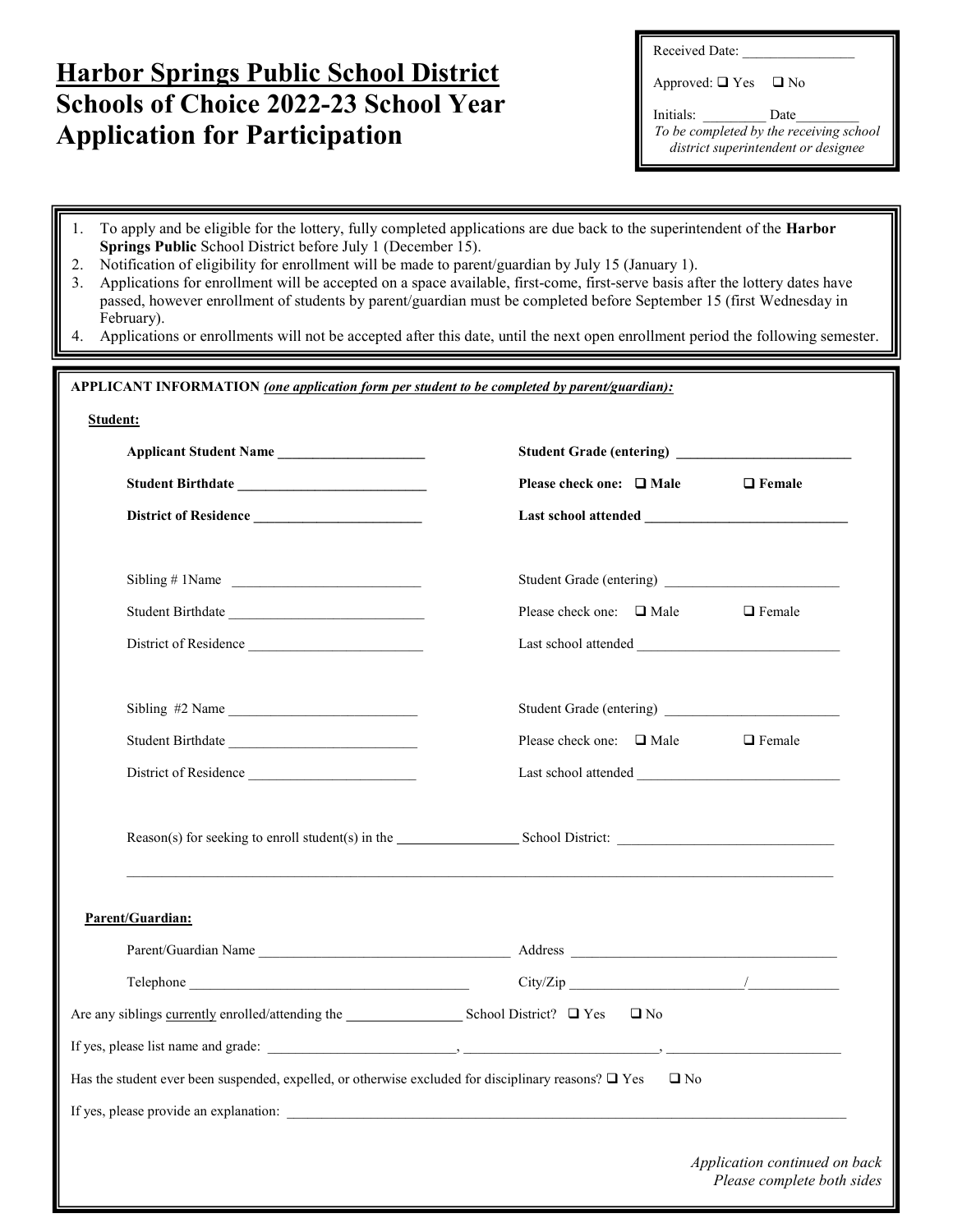# Harbor Springs Public School District

## Schools of Choice 2022-23 School Year Application for Participation

Received Date: ________________

Approved: ❑ Yes ❑ No

Initials: _________ Date_________

*To be completed by the receiving school district superintendent or designee*

1. To apply and be eligible for the lottery, fully completed applications are due back to the superintendent of the **Harbor Springs Public** School District before July 1 (December 15).
2. Notification of eligibility for enrollment will be made to parent/guardian by July 15 (January 1).
3. Applications for enrollment will be accepted on a space available, first-come, first-serve basis after the lottery dates have passed, however enrollment of students by parent/guardian must be completed before September 15 (first Wednesday in February).
4. Applications or enrollments will not be accepted after this date, until the next open enrollment period the following semester.

**APPLICANT INFORMATION** ***(one application form per student to be completed by parent/guardian):***

**Student:**

**Applicant Student Name** ______________________ **Student Grade (entering)** __________________________

**Student Birthdate** ___________________________ **Please check one:** ❑ **Male** ❑ **Female**

**District of Residence** _________________________ **Last school attended** ______________________________

Sibling # 1Name ____________________________ Student Grade (entering) __________________________

Student Birthdate _____________________________ Please check one: ❑ Male ❑ Female

District of Residence _________________________ Last school attended ______________________________

Sibling #2 Name ___________________________ Student Grade (entering) _________________________

Student Birthdate ___________________________ Please check one: ❑ Male ❑ Female

District of Residence ________________________ Last school attended _____________________________

Reason(s) for seeking to enroll student(s) in the _________________ School District: _______________________________

_____________________________________________________________________________________________

**Parent/Guardian:**

Parent/Guardian Name ______________________________________ Address _________________________________________

Telephone __________________________________________ City/Zip _________________________/______________

Are any siblings currently enrolled/attending the ________________ School District? ❑ Yes ❑ No

If yes, please list name and grade: ___________________________, ____________________________, _________________________

Has the student ever been suspended, expelled, or otherwise excluded for disciplinary reasons? ❑ Yes ❑ No

If yes, please provide an explanation: _________________________________________________________________________________

*Application continued on back*
*Please complete both sides*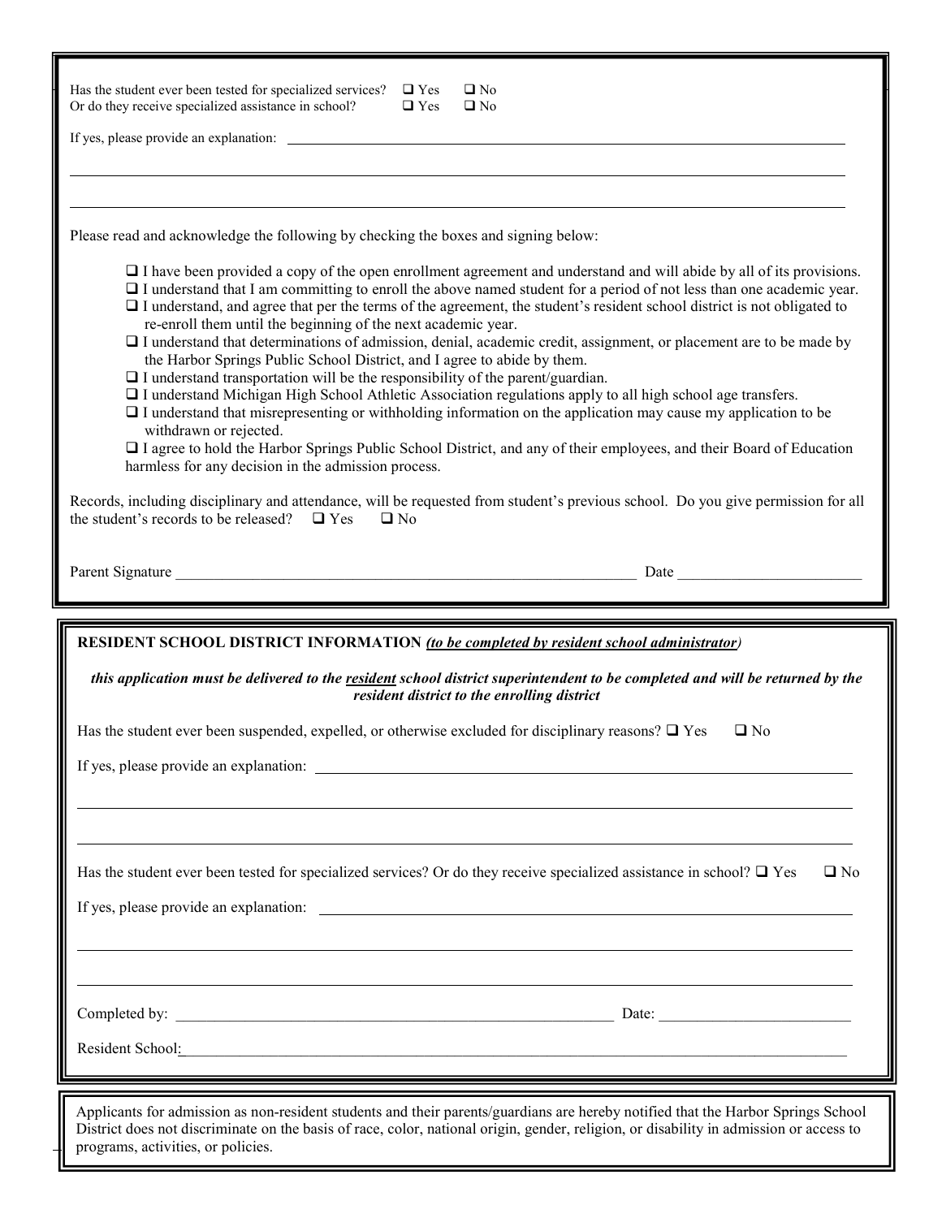Has the student ever been tested for specialized services? ☐ Yes ☐ No
Or do they receive specialized assistance in school? ☐ Yes ☐ No

If yes, please provide an explanation: ______________________________________________

_______________________________________________________________________________

_______________________________________________________________________________

Please read and acknowledge the following by checking the boxes and signing below:

- ☐ I have been provided a copy of the open enrollment agreement and understand and will abide by all of its provisions.
- ☐ I understand that I am committing to enroll the above named student for a period of not less than one academic year.
- ☐ I understand, and agree that per the terms of the agreement, the student's resident school district is not obligated to re-enroll them until the beginning of the next academic year.
- ☐ I understand that determinations of admission, denial, academic credit, assignment, or placement are to be made by the Harbor Springs Public School District, and I agree to abide by them.
- ☐ I understand transportation will be the responsibility of the parent/guardian.
- ☐ I understand Michigan High School Athletic Association regulations apply to all high school age transfers.
- ☐ I understand that misrepresenting or withholding information on the application may cause my application to be withdrawn or rejected.
- ☐ I agree to hold the Harbor Springs Public School District, and any of their employees, and their Board of Education harmless for any decision in the admission process.

Records, including disciplinary and attendance, will be requested from student's previous school. Do you give permission for all the student's records to be released? ☐ Yes ☐ No

Parent Signature ______________________________________________ Date ____________________

**RESIDENT SCHOOL DISTRICT INFORMATION** ***(to be completed by resident school administrator)***

***this application must be delivered to the resident school district superintendent to be completed and will be returned by the resident district to the enrolling district***

Has the student ever been suspended, expelled, or otherwise excluded for disciplinary reasons? ☐ Yes ☐ No

If yes, please provide an explanation: ______________________________________________

_______________________________________________________________________________

_______________________________________________________________________________

Has the student ever been tested for specialized services? Or do they receive specialized assistance in school? ☐ Yes ☐ No

If yes, please provide an explanation: ______________________________________________

_______________________________________________________________________________

_______________________________________________________________________________

Completed by: ______________________________________________ Date: ____________________

Resident School: _______________________________________________________________

Applicants for admission as non-resident students and their parents/guardians are hereby notified that the Harbor Springs School District does not discriminate on the basis of race, color, national origin, gender, religion, or disability in admission or access to programs, activities, or policies.